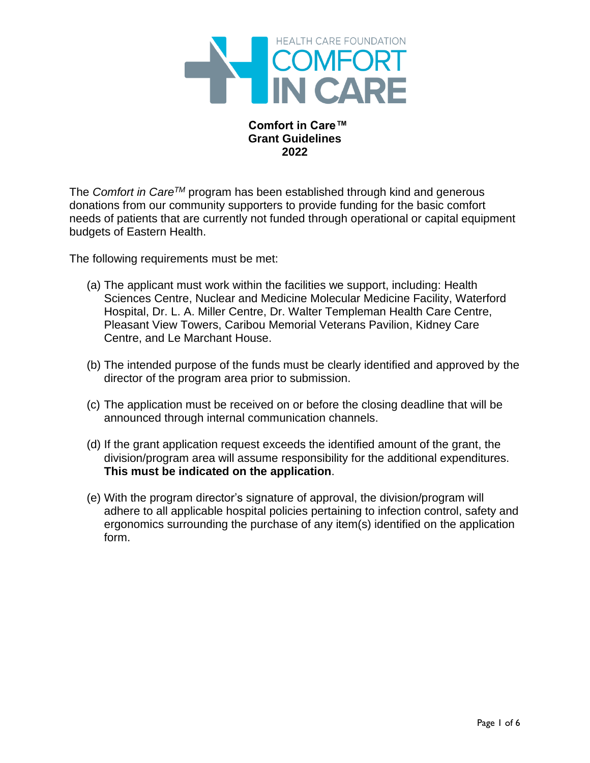# Comfort in Care™ Grant Guidelines 2022

The *Comfort in Care*™ program has been established through kind and generous donations from our community supporters to provide funding for the basic comfort needs of patients that are currently not funded through operational or capital equipment budgets of Eastern Health.

The following requirements must be met:

(a) The applicant must work within the facilities we support, including: Health Sciences Centre, Nuclear and Medicine Molecular Medicine Facility, Waterford Hospital, Dr. L. A. Miller Centre, Dr. Walter Templeman Health Care Centre, Pleasant View Towers, Caribou Memorial Veterans Pavilion, Kidney Care Centre, and Le Marchant House.

(b) The intended purpose of the funds must be clearly identified and approved by the director of the program area prior to submission.

(c) The application must be received on or before the closing deadline that will be announced through internal communication channels.

(d) If the grant application request exceeds the identified amount of the grant, the division/program area will assume responsibility for the additional expenditures. **This must be indicated on the application**.

(e) With the program director's signature of approval, the division/program will adhere to all applicable hospital policies pertaining to infection control, safety and ergonomics surrounding the purchase of any item(s) identified on the application form.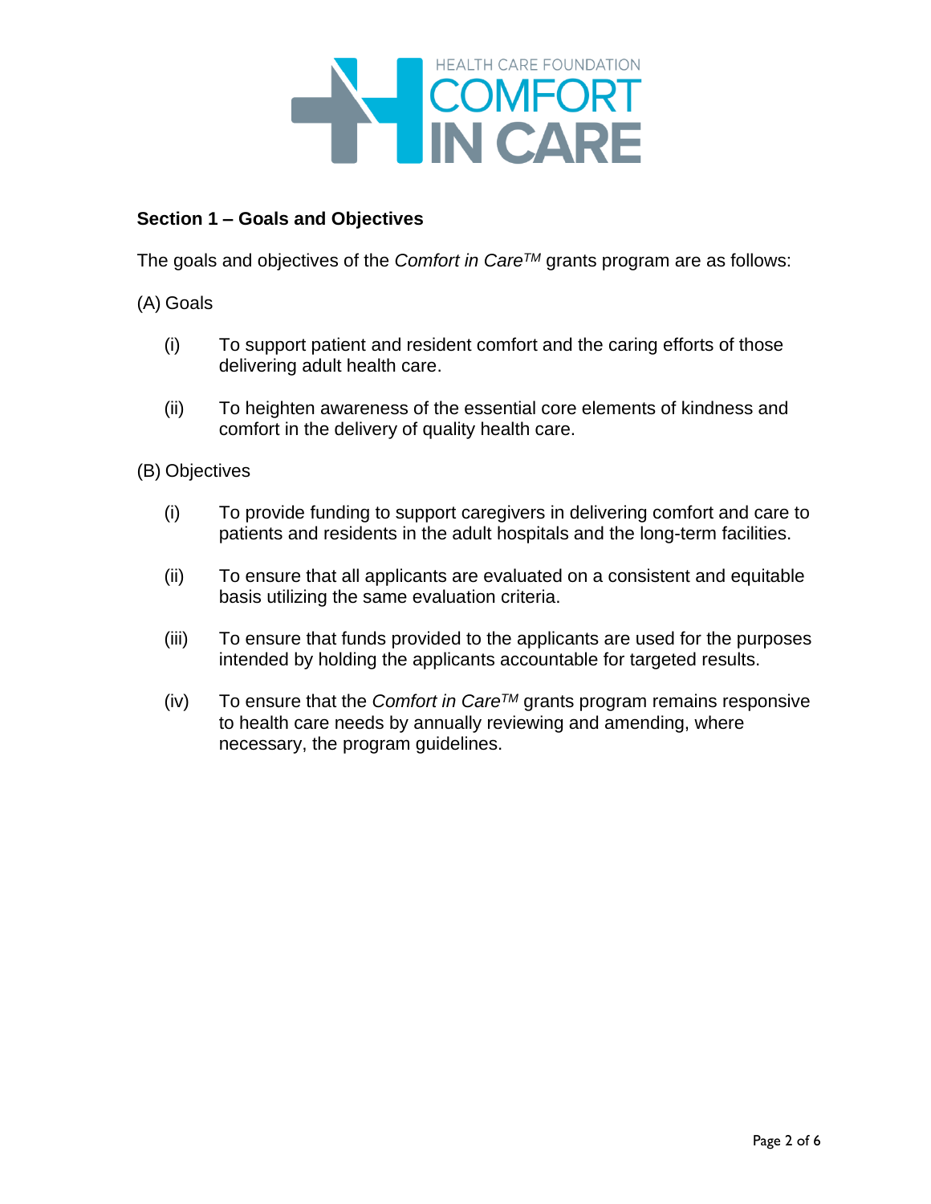## Section 1 – Goals and Objectives

The goals and objectives of the *Comfort in Care*™ grants program are as follows:

(A) Goals

(i) To support patient and resident comfort and the caring efforts of those delivering adult health care.

(ii) To heighten awareness of the essential core elements of kindness and comfort in the delivery of quality health care.

(B) Objectives

(i) To provide funding to support caregivers in delivering comfort and care to patients and residents in the adult hospitals and the long-term facilities.

(ii) To ensure that all applicants are evaluated on a consistent and equitable basis utilizing the same evaluation criteria.

(iii) To ensure that funds provided to the applicants are used for the purposes intended by holding the applicants accountable for targeted results.

(iv) To ensure that the *Comfort in Care*™ grants program remains responsive to health care needs by annually reviewing and amending, where necessary, the program guidelines.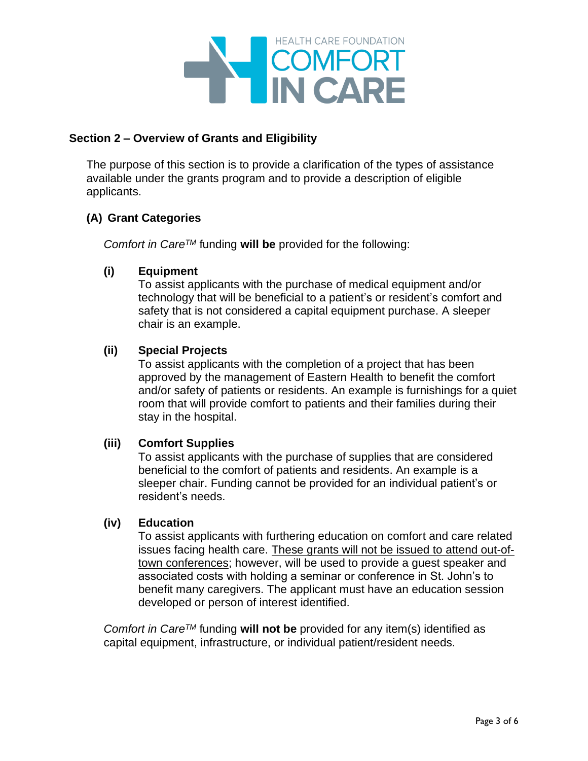## Section 2 – Overview of Grants and Eligibility

The purpose of this section is to provide a clarification of the types of assistance available under the grants program and to provide a description of eligible applicants.

### (A) Grant Categories

*Comfort in Care*™ funding **will be** provided for the following:

**(i) Equipment**
To assist applicants with the purchase of medical equipment and/or technology that will be beneficial to a patient's or resident's comfort and safety that is not considered a capital equipment purchase. A sleeper chair is an example.

**(ii) Special Projects**
To assist applicants with the completion of a project that has been approved by the management of Eastern Health to benefit the comfort and/or safety of patients or residents. An example is furnishings for a quiet room that will provide comfort to patients and their families during their stay in the hospital.

**(iii) Comfort Supplies**
To assist applicants with the purchase of supplies that are considered beneficial to the comfort of patients and residents. An example is a sleeper chair. Funding cannot be provided for an individual patient's or resident's needs.

**(iv) Education**
To assist applicants with furthering education on comfort and care related issues facing health care. <u>These grants will not be issued to attend out-of-town conferences</u>; however, will be used to provide a guest speaker and associated costs with holding a seminar or conference in St. John's to benefit many caregivers. The applicant must have an education session developed or person of interest identified.

*Comfort in Care*™ funding **will not be** provided for any item(s) identified as capital equipment, infrastructure, or individual patient/resident needs.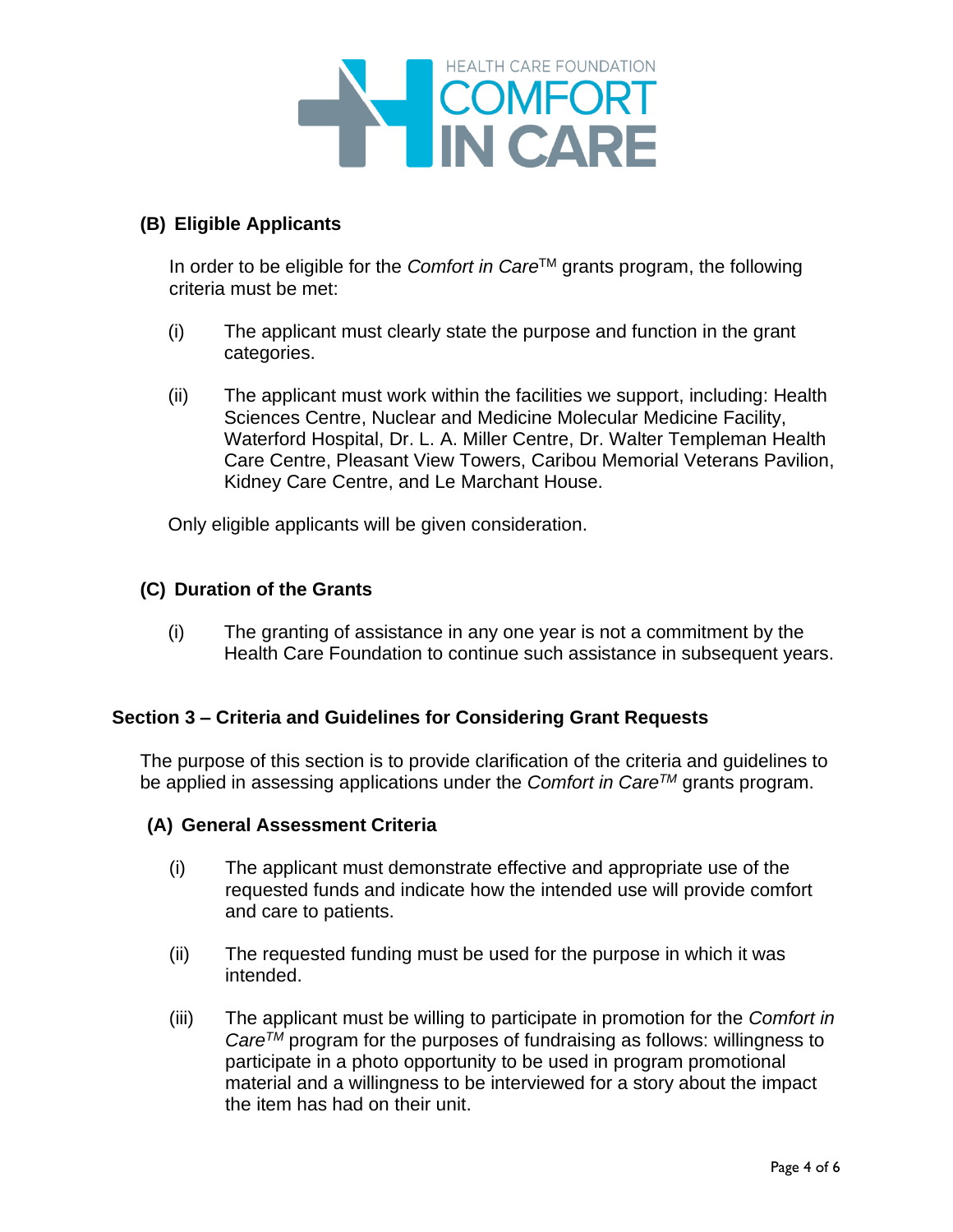### (B) Eligible Applicants

In order to be eligible for the *Comfort in Care*™ grants program, the following criteria must be met:

(i) The applicant must clearly state the purpose and function in the grant categories.

(ii) The applicant must work within the facilities we support, including: Health Sciences Centre, Nuclear and Medicine Molecular Medicine Facility, Waterford Hospital, Dr. L. A. Miller Centre, Dr. Walter Templeman Health Care Centre, Pleasant View Towers, Caribou Memorial Veterans Pavilion, Kidney Care Centre, and Le Marchant House.

Only eligible applicants will be given consideration.

### (C) Duration of the Grants

(i) The granting of assistance in any one year is not a commitment by the Health Care Foundation to continue such assistance in subsequent years.

## Section 3 – Criteria and Guidelines for Considering Grant Requests

The purpose of this section is to provide clarification of the criteria and guidelines to be applied in assessing applications under the *Comfort in Care*™ grants program.

### (A) General Assessment Criteria

(i) The applicant must demonstrate effective and appropriate use of the requested funds and indicate how the intended use will provide comfort and care to patients.

(ii) The requested funding must be used for the purpose in which it was intended.

(iii) The applicant must be willing to participate in promotion for the *Comfort in Care*™ program for the purposes of fundraising as follows: willingness to participate in a photo opportunity to be used in program promotional material and a willingness to be interviewed for a story about the impact the item has had on their unit.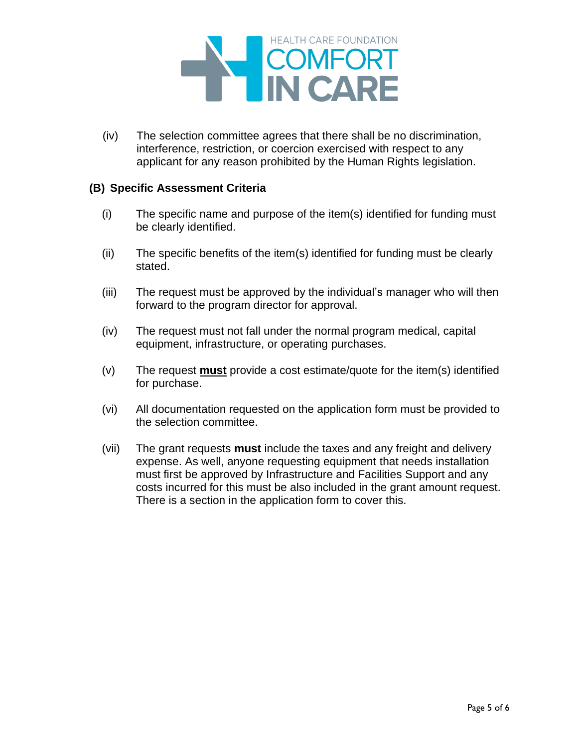(iv) The selection committee agrees that there shall be no discrimination, interference, restriction, or coercion exercised with respect to any applicant for any reason prohibited by the Human Rights legislation.

**(B) Specific Assessment Criteria**

(i) The specific name and purpose of the item(s) identified for funding must be clearly identified.

(ii) The specific benefits of the item(s) identified for funding must be clearly stated.

(iii) The request must be approved by the individual's manager who will then forward to the program director for approval.

(iv) The request must not fall under the normal program medical, capital equipment, infrastructure, or operating purchases.

(v) The request <u>**must**</u> provide a cost estimate/quote for the item(s) identified for purchase.

(vi) All documentation requested on the application form must be provided to the selection committee.

(vii) The grant requests **must** include the taxes and any freight and delivery expense. As well, anyone requesting equipment that needs installation must first be approved by Infrastructure and Facilities Support and any costs incurred for this must be also included in the grant amount request. There is a section in the application form to cover this.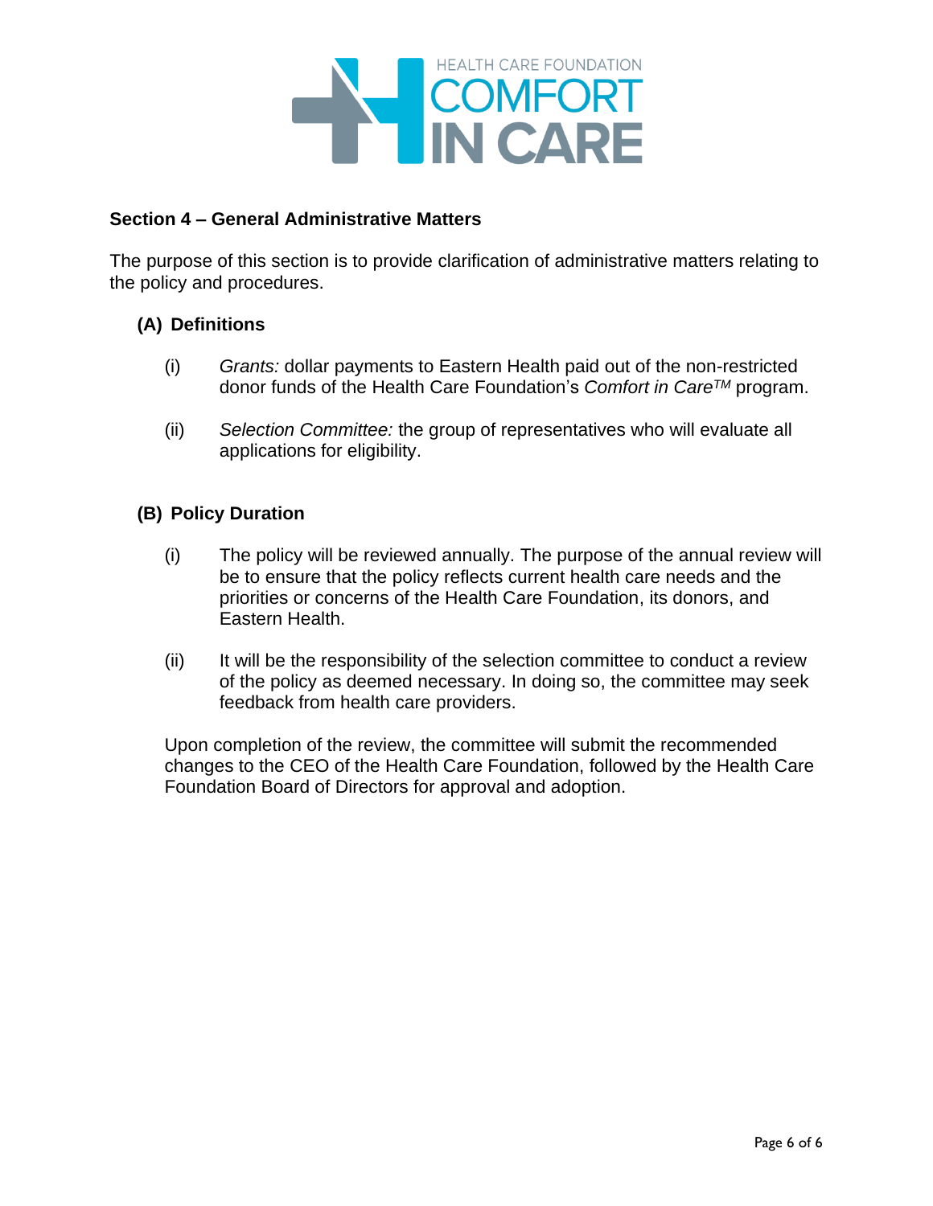## Section 4 – General Administrative Matters

The purpose of this section is to provide clarification of administrative matters relating to the policy and procedures.

### (A) Definitions

(i) *Grants:* dollar payments to Eastern Health paid out of the non-restricted donor funds of the Health Care Foundation's *Comfort in Care*™ program.

(ii) *Selection Committee:* the group of representatives who will evaluate all applications for eligibility.

### (B) Policy Duration

(i) The policy will be reviewed annually. The purpose of the annual review will be to ensure that the policy reflects current health care needs and the priorities or concerns of the Health Care Foundation, its donors, and Eastern Health.

(ii) It will be the responsibility of the selection committee to conduct a review of the policy as deemed necessary. In doing so, the committee may seek feedback from health care providers.

Upon completion of the review, the committee will submit the recommended changes to the CEO of the Health Care Foundation, followed by the Health Care Foundation Board of Directors for approval and adoption.